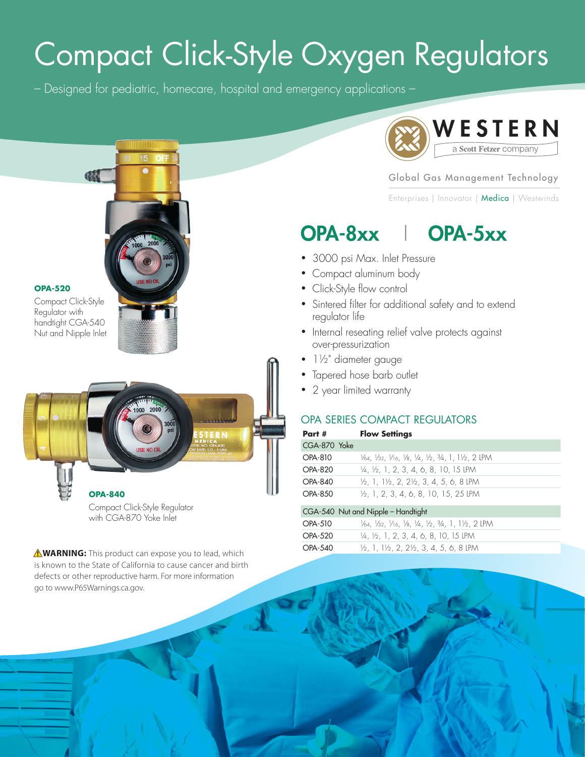# Compact Click-Style Oxygen Regulators

– Designed for pediatric, homecare, hospital and emergency applications –

WESTERN
a Scott Fetzer company

Global Gas Management Technology

Enterprises | Innovator | Medica | Westwinds

**OPA-520**
Compact Click-Style Regulator with handtight CGA-540 Nut and Nipple Inlet

**OPA-840**
Compact Click-Style Regulator with CGA-870 Yoke Inlet

## OPA-8xx | OPA-5xx

- 3000 psi Max. Inlet Pressure
- Compact aluminum body
- Click-Style flow control
- Sintered filter for additional safety and to extend regulator life
- Internal reseating relief valve protects against over-pressurization
- 1½" diameter gauge
- Tapered hose barb outlet
- 2 year limited warranty

### OPA SERIES COMPACT REGULATORS

| Part # | Flow Settings |
|---|---|
| CGA-870 Yoke | |
| OPA-810 | 1/64, 1/32, 1/16, 1/8, ¼, ½, ¾, 1, 1½, 2 LPM |
| OPA-820 | ¼, ½, 1, 2, 3, 4, 6, 8, 10, 15 LPM |
| OPA-840 | ½, 1, 1½, 2, 2½, 3, 4, 5, 6, 8 LPM |
| OPA-850 | ½, 1, 2, 3, 4, 6, 8, 10, 15, 25 LPM |
| CGA-540 Nut and Nipple – Handtight | |
| OPA-510 | 1/64, 1/32, 1/16, 1/8, ¼, ½, ¾, 1, 1½, 2 LPM |
| OPA-520 | ¼, ½, 1, 2, 3, 4, 6, 8, 10, 15 LPM |
| OPA-540 | ½, 1, 1½, 2, 2½, 3, 4, 5, 6, 8 LPM |

⚠**WARNING:** This product can expose you to lead, which is known to the State of California to cause cancer and birth defects or other reproductive harm. For more information go to www.P65Warnings.ca.gov.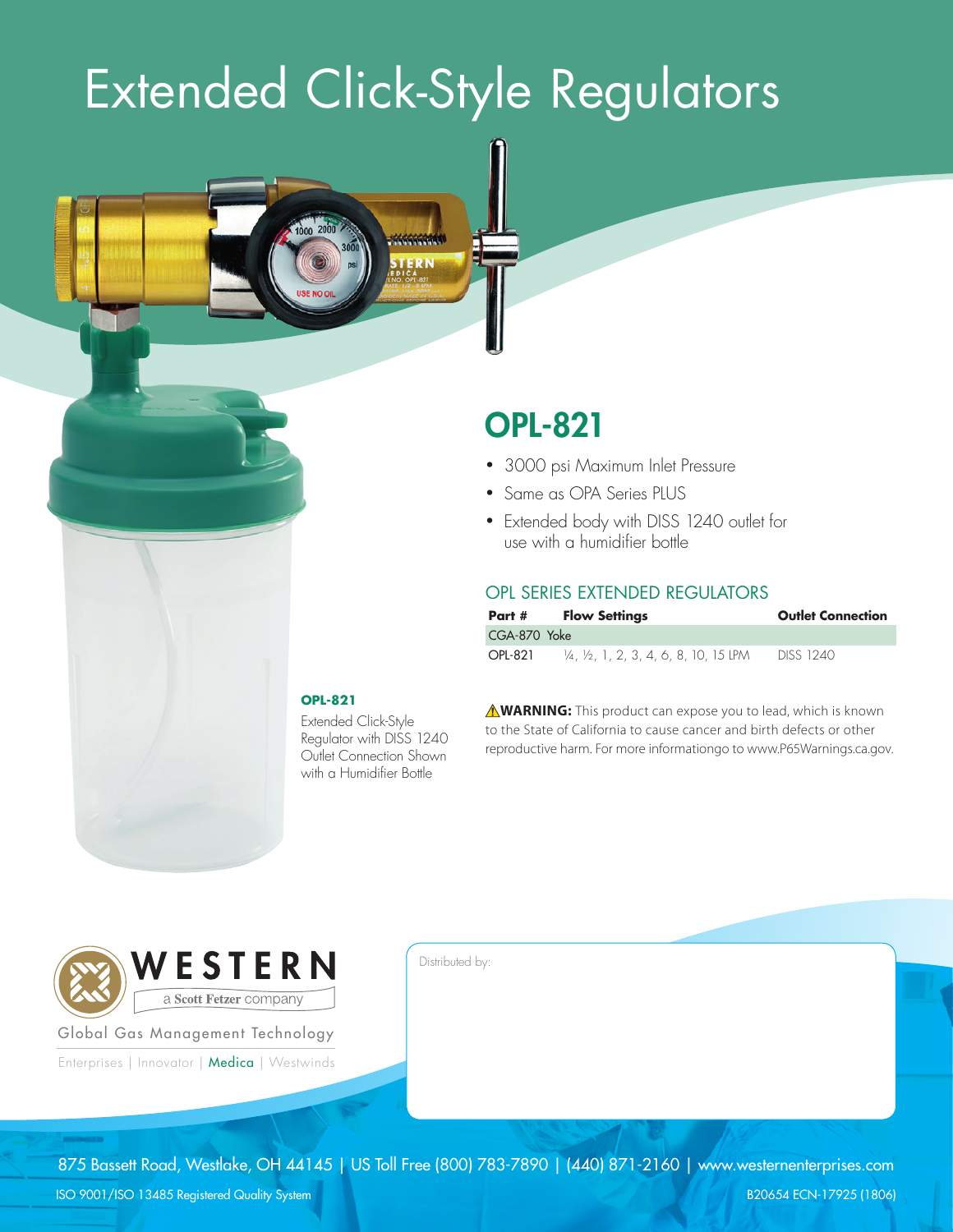# Extended Click-Style Regulators

## OPL-821

- 3000 psi Maximum Inlet Pressure
- Same as OPA Series PLUS
- Extended body with DISS 1240 outlet for use with a humidifier bottle

### OPL SERIES EXTENDED REGULATORS

| Part # | Flow Settings | Outlet Connection |
|---|---|---|
| CGA-870 Yoke | | |
| OPL-821 | ¼, ½, 1, 2, 3, 4, 6, 8, 10, 15 LPM | DISS 1240 |

**OPL-821**
Extended Click-Style Regulator with DISS 1240 Outlet Connection Shown with a Humidifier Bottle

⚠**WARNING:** This product can expose you to lead, which is known to the State of California to cause cancer and birth defects or other reproductive harm. For more informationgo to www.P65Warnings.ca.gov.

WESTERN
a Scott Fetzer company

Global Gas Management Technology

Enterprises | Innovator | Medica | Westwinds

Distributed by:

875 Bassett Road, Westlake, OH 44145 | US Toll Free (800) 783-7890 | (440) 871-2160 | www.westernenterprises.com

ISO 9001/ISO 13485 Registered Quality System

B20654 ECN-17925 (1806)